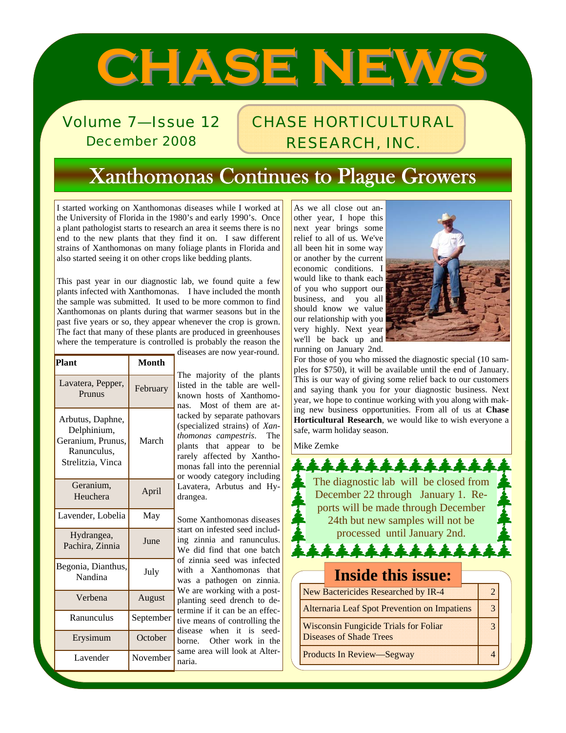# CHASE NEWS

Volume 7—Issue 12
December 2008

CHASE HORTICULTURAL RESEARCH, INC.

## Xanthomonas Continues to Plague Growers

I started working on Xanthomonas diseases while I worked at the University of Florida in the 1980's and early 1990's. Once a plant pathologist starts to research an area it seems there is no end to the new plants that they find it on. I saw different strains of Xanthomonas on many foliage plants in Florida and also started seeing it on other crops like bedding plants.

This past year in our diagnostic lab, we found quite a few plants infected with Xanthomonas. I have included the month the sample was submitted. It used to be more common to find Xanthomonas on plants during that warmer seasons but in the past five years or so, they appear whenever the crop is grown. The fact that many of these plants are produced in greenhouses where the temperature is controlled is probably the reason the diseases are now year-round.

| Plant | Month |
|---|---|
| Lavatera, Pepper, Prunus | February |
| Arbutus, Daphne, Delphinium, Geranium, Prunus, Ranunculus, Strelitzia, Vinca | March |
| Geranium, Heuchera | April |
| Lavender, Lobelia | May |
| Hydrangea, Pachira, Zinnia | June |
| Begonia, Dianthus, Nandina | July |
| Verbena | August |
| Ranunculus | September |
| Erysimum | October |
| Lavender | November |

The majority of the plants listed in the table are well-known hosts of Xanthomonas. Most of them are attacked by separate pathovars (specialized strains) of *Xanthomonas campestris*. The plants that appear to be rarely affected by Xanthomonas fall into the perennial or woody category including Lavatera, Arbutus and Hydrangea.

Some Xanthomonas diseases start on infested seed including zinnia and ranunculus. We did find that one batch of zinnia seed was infected with a Xanthomonas that was a pathogen on zinnia. We are working with a post-planting seed drench to determine if it can be an effective means of controlling the disease when it is seed-borne. Other work in the same area will look at Alternaria.

As we all close out another year, I hope this next year brings some relief to all of us. We've all been hit in some way or another by the current economic conditions. I would like to thank each of you who support our business, and you all should know we value our relationship with you very highly. Next year we'll be back up and running on January 2nd.

For those of you who missed the diagnostic special (10 samples for $750), it will be available until the end of January. This is our way of giving some relief back to our customers and saying thank you for your diagnostic business. Next year, we hope to continue working with you along with making new business opportunities. From all of us at **Chase Horticultural Research**, we would like to wish everyone a safe, warm holiday season.

Mike Zemke

The diagnostic lab will be closed from December 22 through January 1. Reports will be made through December 24th but new samples will not be processed until January 2nd.

### Inside this issue:

| | |
|---|---|
| New Bactericides Researched by IR-4 | 2 |
| Alternaria Leaf Spot Prevention on Impatiens | 3 |
| Wisconsin Fungicide Trials for Foliar Diseases of Shade Trees | 3 |
| Products In Review—Segway | 4 |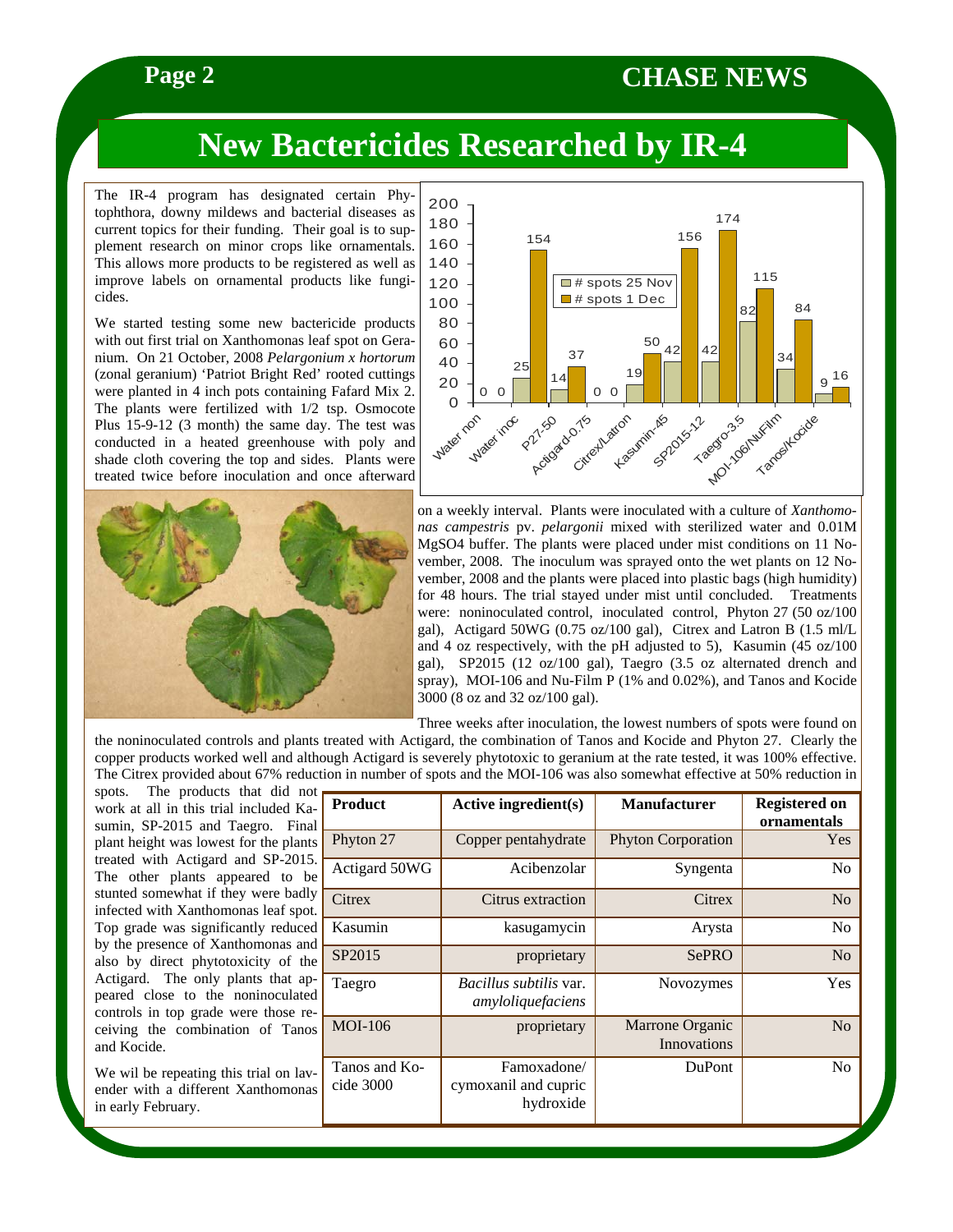# New Bactericides Researched by IR-4

The IR-4 program has designated certain Phytophthora, downy mildews and bacterial diseases as current topics for their funding. Their goal is to supplement research on minor crops like ornamentals. This allows more products to be registered as well as improve labels on ornamental products like fungicides.

We started testing some new bactericide products with out first trial on Xanthomonas leaf spot on Geranium. On 21 October, 2008 *Pelargonium x hortorum* (zonal geranium) 'Patriot Bright Red' rooted cuttings were planted in 4 inch pots containing Fafard Mix 2. The plants were fertilized with 1/2 tsp. Osmocote Plus 15-9-12 (3 month) the same day. The test was conducted in a heated greenhouse with poly and shade cloth covering the top and sides. Plants were treated twice before inoculation and once afterward on a weekly interval. Plants were inoculated with a culture of *Xanthomonas campestris* pv. *pelargonii* mixed with sterilized water and 0.01M $MgSO_4$ buffer. The plants were placed under mist conditions on 11 November, 2008. The inoculum was sprayed onto the wet plants on 12 November, 2008 and the plants were placed into plastic bags (high humidity) for 48 hours. The trial stayed under mist until concluded. Treatments were: noninoculated control, inoculated control, Phyton 27 (50 oz/100 gal), Actigard 50WG (0.75 oz/100 gal), Citrex and Latron B (1.5 ml/L and 4 oz respectively, with the pH adjusted to 5), Kasumin (45 oz/100 gal), SP2015 (12 oz/100 gal), Taegro (3.5 oz alternated drench and spray), MOI-106 and Nu-Film P (1% and 0.02%), and Tanos and Kocide 3000 (8 oz and 32 oz/100 gal).

| Treatment | # spots 25 Nov | # spots 1 Dec |
|---|---|---|
| Water non | 0 | 0 |
| Water inoc | 25 | 154 |
| P27-50 | 14 | 37 |
| Actigard-0.75 | 0 | 0 |
| Citrex/Latron | 19 | 50 |
| Kasumin-45 | 42 | 156 |
| SP2015-12 | 42 | 174 |
| Taegro-3.5 | 82 | 115 |
| MOI-106/NuFilm | 34 | 84 |
| Tanos/Kocide | 9 | 16 |

Three weeks after inoculation, the lowest numbers of spots were found on the noninoculated controls and plants treated with Actigard, the combination of Tanos and Kocide and Phyton 27. Clearly the copper products worked well and although Actigard is severely phytotoxic to geranium at the rate tested, it was 100% effective. The Citrex provided about 67% reduction in number of spots and the MOI-106 was also somewhat effective at 50% reduction in spots. The products that did not work at all in this trial included Kasumin, SP-2015 and Taegro. Final plant height was lowest for the plants treated with Actigard and SP-2015. The other plants appeared to be stunted somewhat if they were badly infected with Xanthomonas leaf spot. Top grade was significantly reduced by the presence of Xanthomonas and also by direct phytotoxicity of the Actigard. The only plants that appeared close to the noninoculated controls in top grade were those receiving the combination of Tanos and Kocide.

We wil be repeating this trial on lavender with a different Xanthomonas in early February.

| Product | Active ingredient(s) | Manufacturer | Registered on ornamentals |
|---|---|---|---|
| Phyton 27 | Copper pentahydrate | Phyton Corporation | Yes |
| Actigard 50WG | Acibenzolar | Syngenta | No |
| Citrex | Citrus extraction | Citrex | No |
| Kasumin | kasugamycin | Arysta | No |
| SP2015 | proprietary | SePRO | No |
| Taegro | *Bacillus subtilis* var. *amyloliquefaciens* | Novozymes | Yes |
| MOI-106 | proprietary | Marrone Organic Innovations | No |
| Tanos and Kocide 3000 | Famoxadone/ cymoxanil and cupric hydroxide | DuPont | No |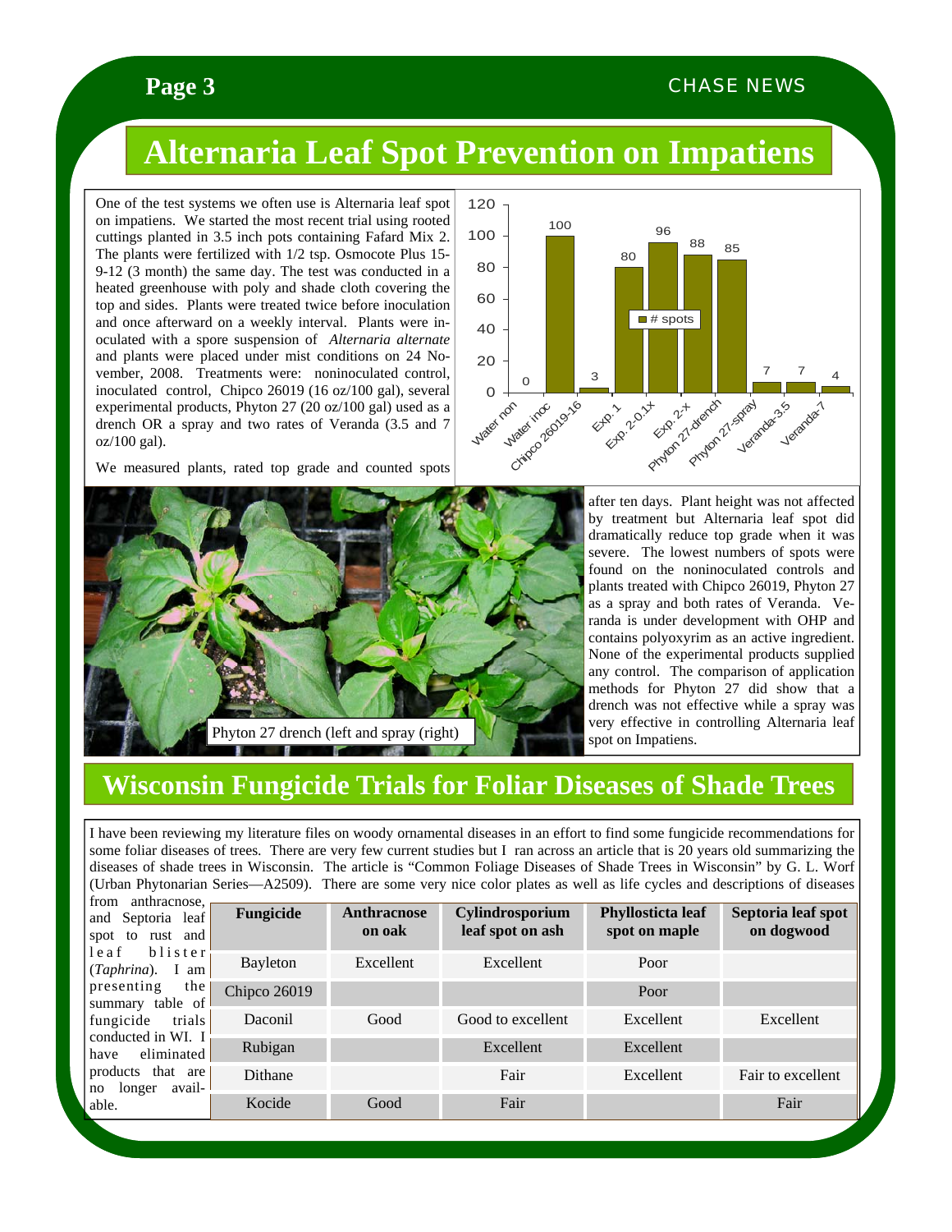# Alternaria Leaf Spot Prevention on Impatiens

One of the test systems we often use is Alternaria leaf spot on impatiens. We started the most recent trial using rooted cuttings planted in 3.5 inch pots containing Fafard Mix 2. The plants were fertilized with 1/2 tsp. Osmocote Plus 15-9-12 (3 month) the same day. The test was conducted in a heated greenhouse with poly and shade cloth covering the top and sides. Plants were treated twice before inoculation and once afterward on a weekly interval. Plants were inoculated with a spore suspension of *Alternaria alternate* and plants were placed under mist conditions on 24 November, 2008. Treatments were: noninoculated control, inoculated control, Chipco 26019 (16 oz/100 gal), several experimental products, Phyton 27 (20 oz/100 gal) used as a drench OR a spray and two rates of Veranda (3.5 and 7 oz/100 gal).

We measured plants, rated top grade and counted spots after ten days. Plant height was not affected by treatment but Alternaria leaf spot did dramatically reduce top grade when it was severe. The lowest numbers of spots were found on the noninoculated controls and plants treated with Chipco 26019, Phyton 27 as a spray and both rates of Veranda. Veranda is under development with OHP and contains polyoxyrim as an active ingredient. None of the experimental products supplied any control. The comparison of application methods for Phyton 27 did show that a drench was not effective while a spray was very effective in controlling Alternaria leaf spot on Impatiens.

| Treatment | # spots |
|---|---|
| Water non | 0 |
| Water inoc | 100 |
| Chipco 26019-16 | 3 |
| Exp.1 | 80 |
| Exp.2-0.1x | 96 |
| Exp.2-x | 88 |
| Phyton 27-drench | 85 |
| Phyton 27-spray | 7 |
| Veranda-3.5 | 7 |
| Veranda-7 | 4 |

Phyton 27 drench (left and spray (right)

# Wisconsin Fungicide Trials for Foliar Diseases of Shade Trees

I have been reviewing my literature files on woody ornamental diseases in an effort to find some fungicide recommendations for some foliar diseases of trees. There are very few current studies but I ran across an article that is 20 years old summarizing the diseases of shade trees in Wisconsin. The article is "Common Foliage Diseases of Shade Trees in Wisconsin" by G. L. Worf (Urban Phytonarian Series—A2509). There are some very nice color plates as well as life cycles and descriptions of diseases from anthracnose, and Septoria leaf spot to rust and leaf blister (*Taphrina*). I am presenting the summary table of fungicide trials conducted in WI. I have eliminated products that are no longer available.

| Fungicide | Anthracnose on oak | Cylindrosporium leaf spot on ash | Phyllosticta leaf spot on maple | Septoria leaf spot on dogwood |
|---|---|---|---|---|
| Bayleton | Excellent | Excellent | Poor | |
| Chipco 26019 | | | Poor | |
| Daconil | Good | Good to excellent | Excellent | Excellent |
| Rubigan | | Excellent | Excellent | |
| Dithane | | Fair | Excellent | Fair to excellent |
| Kocide | Good | Fair | | Fair |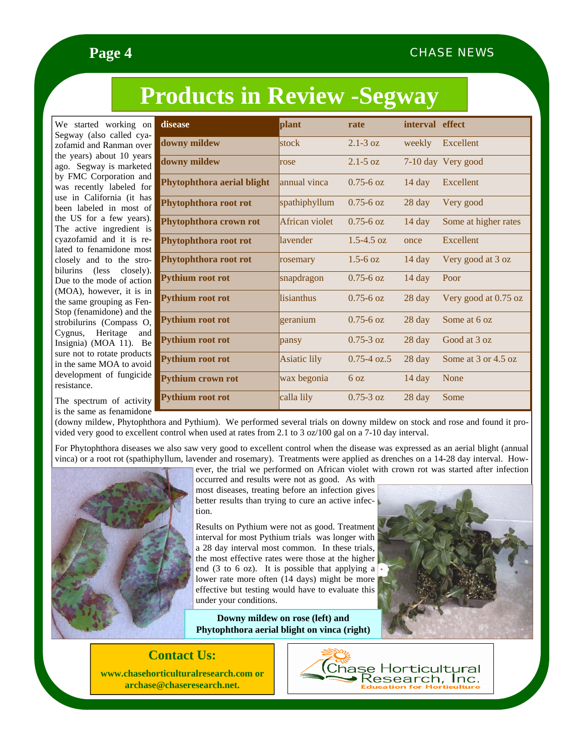# Products in Review -Segway

| disease | plant | rate | interval | effect |
|---|---|---|---|---|
| **downy mildew** | stock | 2.1-3 oz | weekly | Excellent |
| **downy mildew** | rose | 2.1-5 oz | 7-10 day | Very good |
| **Phytophthora aerial blight** | annual vinca | 0.75-6 oz | 14 day | Excellent |
| **Phytophthora root rot** | spathiphyllum | 0.75-6 oz | 28 day | Very good |
| **Phytophthora crown rot** | African violet | 0.75-6 oz | 14 day | Some at higher rates |
| **Phytophthora root rot** | lavender | 1.5-4.5 oz | once | Excellent |
| **Phytophthora root rot** | rosemary | 1.5-6 oz | 14 day | Very good at 3 oz |
| **Pythium root rot** | snapdragon | 0.75-6 oz | 14 day | Poor |
| **Pythium root rot** | lisianthus | 0.75-6 oz | 28 day | Very good at 0.75 oz |
| **Pythium root rot** | geranium | 0.75-6 oz | 28 day | Some at 6 oz |
| **Pythium root rot** | pansy | 0.75-3 oz | 28 day | Good at 3 oz |
| **Pythium root rot** | Asiatic lily | 0.75-4 oz.5 | 28 day | Some at 3 or 4.5 oz |
| **Pythium crown rot** | wax begonia | 6 oz | 14 day | None |
| **Pythium root rot** | calla lily | 0.75-3 oz | 28 day | Some |

We started working on Segway (also called cyazofamid and Ranman over the years) about 10 years ago. Segway is marketed by FMC Corporation and was recently labeled for use in California (it has been labeled in most of the US for a few years). The active ingredient is cyazofamid and it is related to fenamidone most closely and to the strobilurins (less closely). Due to the mode of action (MOA), however, it is in the same grouping as FenStop (fenamidone) and the strobilurins (Compass O, Cygnus, Heritage and Insignia) (MOA 11). Be sure not to rotate products in the same MOA to avoid development of fungicide resistance.

The spectrum of activity is the same as fenamidone (downy mildew, Phytophthora and Pythium). We performed several trials on downy mildew on stock and rose and found it provided very good to excellent control when used at rates from 2.1 to 3 oz/100 gal on a 7-10 day interval.

For Phytophthora diseases we also saw very good to excellent control when the disease was expressed as an aerial blight (annual vinca) or a root rot (spathiphyllum, lavender and rosemary). Treatments were applied as drenches on a 14-28 day interval. However, the trial we performed on African violet with crown rot was started after infection occurred and results were not as good. As with most diseases, treating before an infection gives better results than trying to cure an active infection.

Results on Pythium were not as good. Treatment interval for most Pythium trials was longer with a 28 day interval most common. In these trials, the most effective rates were those at the higher end (3 to 6 oz). It is possible that applying a lower rate more often (14 days) might be more effective but testing would have to evaluate this under your conditions.

**Downy mildew on rose (left) and Phytophthora aerial blight on vinca (right)**

## Contact Us:

**www.chasehorticulturalresearch.com or archase@chaseresearch.net.**

Chase Horticultural Research, Inc.
Education for Horticulture